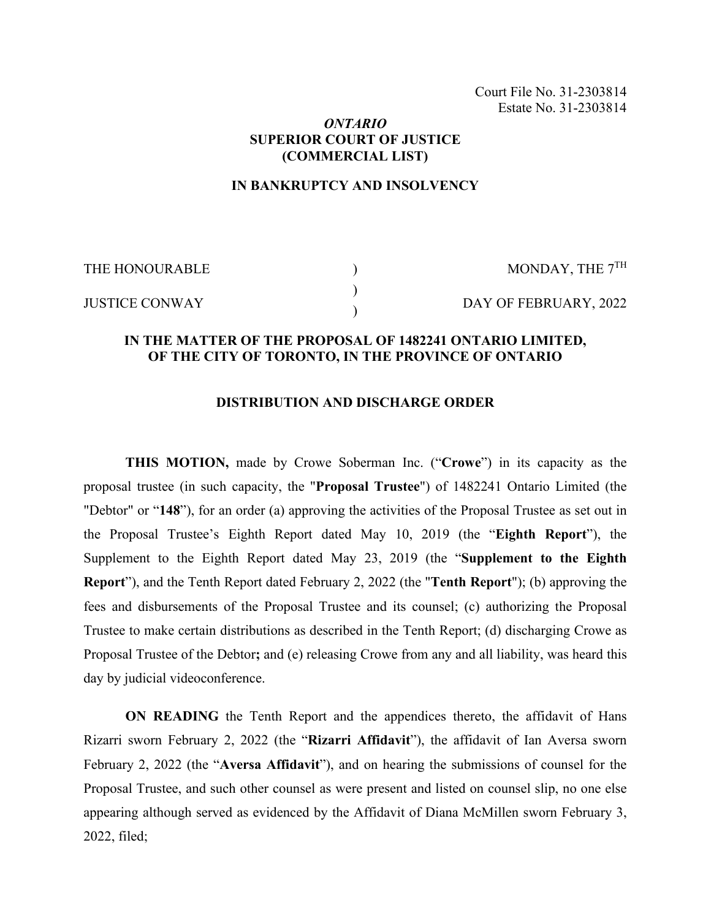Court File No. 31-2303814
Estate No. 31-2303814

***ONTARIO***
**SUPERIOR COURT OF JUSTICE**
**(COMMERCIAL LIST)**

**IN BANKRUPTCY AND INSOLVENCY**

| | | |
|---|---|---|
| THE HONOURABLE | ) | MONDAY, THE 7$^{TH}$ |
| | ) | |
| JUSTICE CONWAY | ) | DAY OF FEBRUARY, 2022 |

**IN THE MATTER OF THE PROPOSAL OF 1482241 ONTARIO LIMITED, OF THE CITY OF TORONTO, IN THE PROVINCE OF ONTARIO**

**DISTRIBUTION AND DISCHARGE ORDER**

**THIS MOTION,** made by Crowe Soberman Inc. ("**Crowe**") in its capacity as the proposal trustee (in such capacity, the "**Proposal Trustee**") of 1482241 Ontario Limited (the "Debtor" or "**148**"), for an order (a) approving the activities of the Proposal Trustee as set out in the Proposal Trustee's Eighth Report dated May 10, 2019 (the "**Eighth Report**"), the Supplement to the Eighth Report dated May 23, 2019 (the "**Supplement to the Eighth Report**"), and the Tenth Report dated February 2, 2022 (the "**Tenth Report**"); (b) approving the fees and disbursements of the Proposal Trustee and its counsel; (c) authorizing the Proposal Trustee to make certain distributions as described in the Tenth Report; (d) discharging Crowe as Proposal Trustee of the Debtor**;** and (e) releasing Crowe from any and all liability, was heard this day by judicial videoconference.

**ON READING** the Tenth Report and the appendices thereto, the affidavit of Hans Rizarri sworn February 2, 2022 (the "**Rizarri Affidavit**"), the affidavit of Ian Aversa sworn February 2, 2022 (the "**Aversa Affidavit**"), and on hearing the submissions of counsel for the Proposal Trustee, and such other counsel as were present and listed on counsel slip, no one else appearing although served as evidenced by the Affidavit of Diana McMillen sworn February 3, 2022, filed;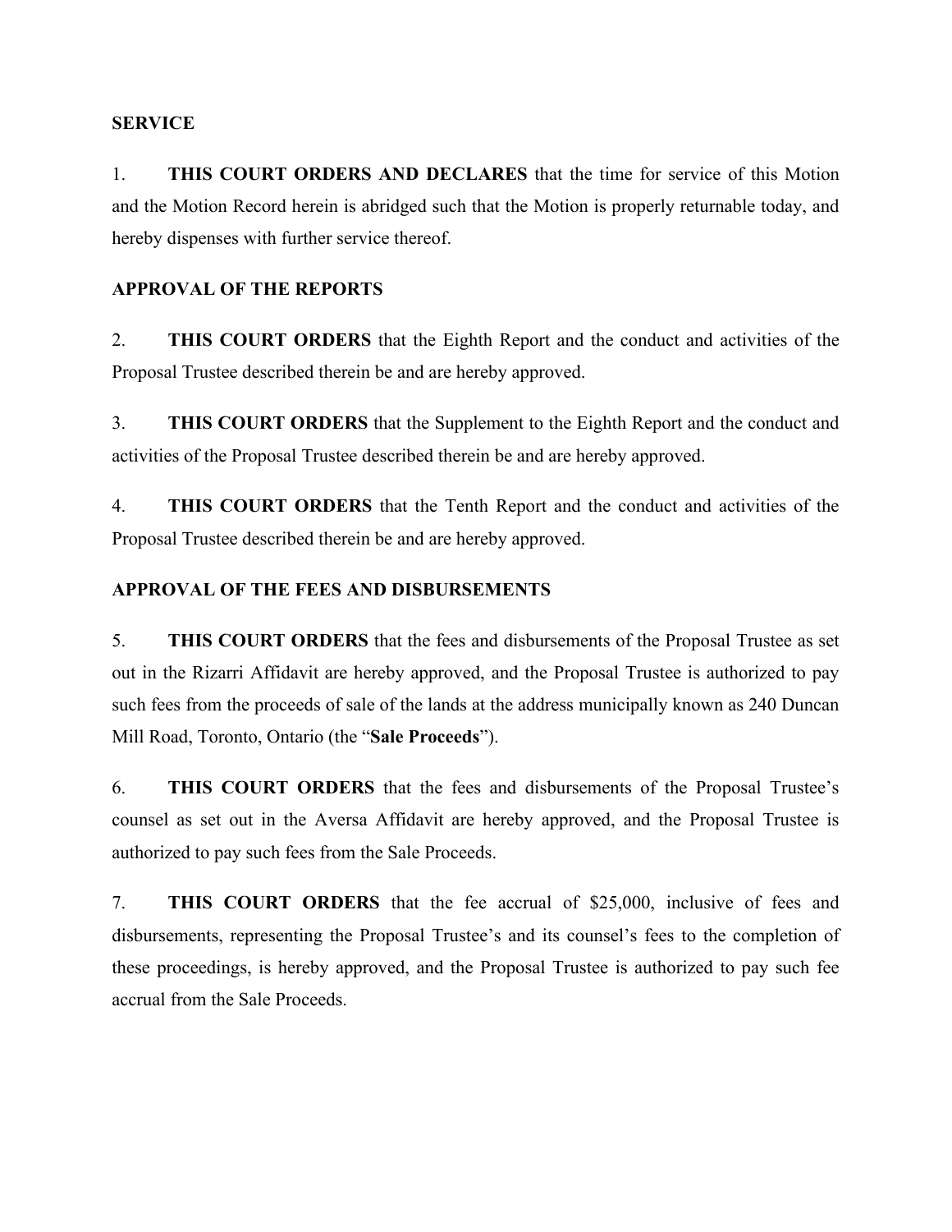**SERVICE**

1. **THIS COURT ORDERS AND DECLARES** that the time for service of this Motion and the Motion Record herein is abridged such that the Motion is properly returnable today, and hereby dispenses with further service thereof.

**APPROVAL OF THE REPORTS**

2. **THIS COURT ORDERS** that the Eighth Report and the conduct and activities of the Proposal Trustee described therein be and are hereby approved.

3. **THIS COURT ORDERS** that the Supplement to the Eighth Report and the conduct and activities of the Proposal Trustee described therein be and are hereby approved.

4. **THIS COURT ORDERS** that the Tenth Report and the conduct and activities of the Proposal Trustee described therein be and are hereby approved.

**APPROVAL OF THE FEES AND DISBURSEMENTS**

5. **THIS COURT ORDERS** that the fees and disbursements of the Proposal Trustee as set out in the Rizarri Affidavit are hereby approved, and the Proposal Trustee is authorized to pay such fees from the proceeds of sale of the lands at the address municipally known as 240 Duncan Mill Road, Toronto, Ontario (the "**Sale Proceeds**").

6. **THIS COURT ORDERS** that the fees and disbursements of the Proposal Trustee's counsel as set out in the Aversa Affidavit are hereby approved, and the Proposal Trustee is authorized to pay such fees from the Sale Proceeds.

7. **THIS COURT ORDERS** that the fee accrual of $25,000, inclusive of fees and disbursements, representing the Proposal Trustee's and its counsel's fees to the completion of these proceedings, is hereby approved, and the Proposal Trustee is authorized to pay such fee accrual from the Sale Proceeds.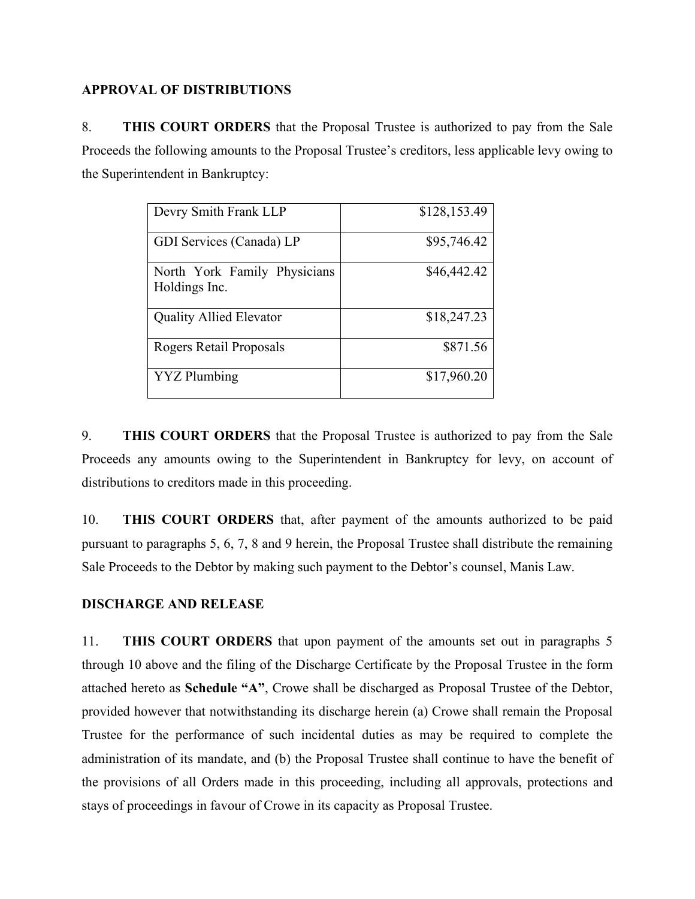**APPROVAL OF DISTRIBUTIONS**

8. **THIS COURT ORDERS** that the Proposal Trustee is authorized to pay from the Sale Proceeds the following amounts to the Proposal Trustee's creditors, less applicable levy owing to the Superintendent in Bankruptcy:

| | |
|---|---:|
| Devry Smith Frank LLP | $128,153.49 |
| GDI Services (Canada) LP | $95,746.42 |
| North York Family Physicians Holdings Inc. | $46,442.42 |
| Quality Allied Elevator | $18,247.23 |
| Rogers Retail Proposals | $871.56 |
| YYZ Plumbing | $17,960.20 |

9. **THIS COURT ORDERS** that the Proposal Trustee is authorized to pay from the Sale Proceeds any amounts owing to the Superintendent in Bankruptcy for levy, on account of distributions to creditors made in this proceeding.

10. **THIS COURT ORDERS** that, after payment of the amounts authorized to be paid pursuant to paragraphs 5, 6, 7, 8 and 9 herein, the Proposal Trustee shall distribute the remaining Sale Proceeds to the Debtor by making such payment to the Debtor's counsel, Manis Law.

**DISCHARGE AND RELEASE**

11. **THIS COURT ORDERS** that upon payment of the amounts set out in paragraphs 5 through 10 above and the filing of the Discharge Certificate by the Proposal Trustee in the form attached hereto as **Schedule "A"**, Crowe shall be discharged as Proposal Trustee of the Debtor, provided however that notwithstanding its discharge herein (a) Crowe shall remain the Proposal Trustee for the performance of such incidental duties as may be required to complete the administration of its mandate, and (b) the Proposal Trustee shall continue to have the benefit of the provisions of all Orders made in this proceeding, including all approvals, protections and stays of proceedings in favour of Crowe in its capacity as Proposal Trustee.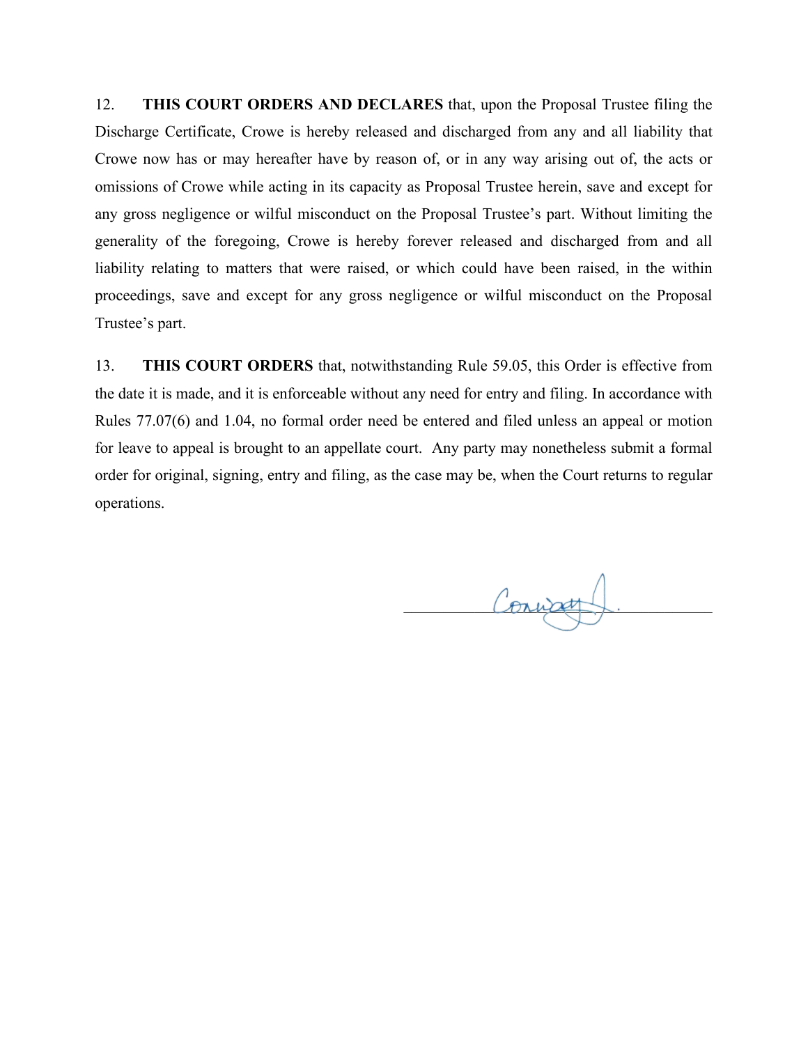12. **THIS COURT ORDERS AND DECLARES** that, upon the Proposal Trustee filing the Discharge Certificate, Crowe is hereby released and discharged from any and all liability that Crowe now has or may hereafter have by reason of, or in any way arising out of, the acts or omissions of Crowe while acting in its capacity as Proposal Trustee herein, save and except for any gross negligence or wilful misconduct on the Proposal Trustee's part. Without limiting the generality of the foregoing, Crowe is hereby forever released and discharged from and all liability relating to matters that were raised, or which could have been raised, in the within proceedings, save and except for any gross negligence or wilful misconduct on the Proposal Trustee's part.

13. **THIS COURT ORDERS** that, notwithstanding Rule 59.05, this Order is effective from the date it is made, and it is enforceable without any need for entry and filing. In accordance with Rules 77.07(6) and 1.04, no formal order need be entered and filed unless an appeal or motion for leave to appeal is brought to an appellate court. Any party may nonetheless submit a formal order for original, signing, entry and filing, as the case may be, when the Court returns to regular operations.

Conway J.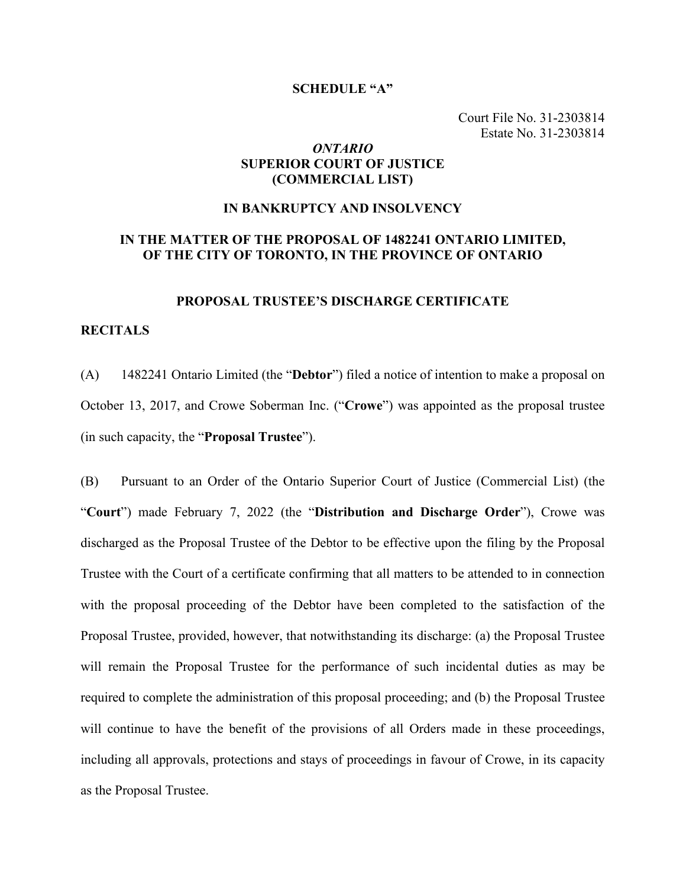**SCHEDULE "A"**

Court File No. 31-2303814
Estate No. 31-2303814

***ONTARIO***
**SUPERIOR COURT OF JUSTICE**
**(COMMERCIAL LIST)**

**IN BANKRUPTCY AND INSOLVENCY**

**IN THE MATTER OF THE PROPOSAL OF 1482241 ONTARIO LIMITED, OF THE CITY OF TORONTO, IN THE PROVINCE OF ONTARIO**

**PROPOSAL TRUSTEE'S DISCHARGE CERTIFICATE**

**RECITALS**

(A) 1482241 Ontario Limited (the "**Debtor**") filed a notice of intention to make a proposal on October 13, 2017, and Crowe Soberman Inc. ("**Crowe**") was appointed as the proposal trustee (in such capacity, the "**Proposal Trustee**").

(B) Pursuant to an Order of the Ontario Superior Court of Justice (Commercial List) (the "**Court**") made February 7, 2022 (the "**Distribution and Discharge Order**"), Crowe was discharged as the Proposal Trustee of the Debtor to be effective upon the filing by the Proposal Trustee with the Court of a certificate confirming that all matters to be attended to in connection with the proposal proceeding of the Debtor have been completed to the satisfaction of the Proposal Trustee, provided, however, that notwithstanding its discharge: (a) the Proposal Trustee will remain the Proposal Trustee for the performance of such incidental duties as may be required to complete the administration of this proposal proceeding; and (b) the Proposal Trustee will continue to have the benefit of the provisions of all Orders made in these proceedings, including all approvals, protections and stays of proceedings in favour of Crowe, in its capacity as the Proposal Trustee.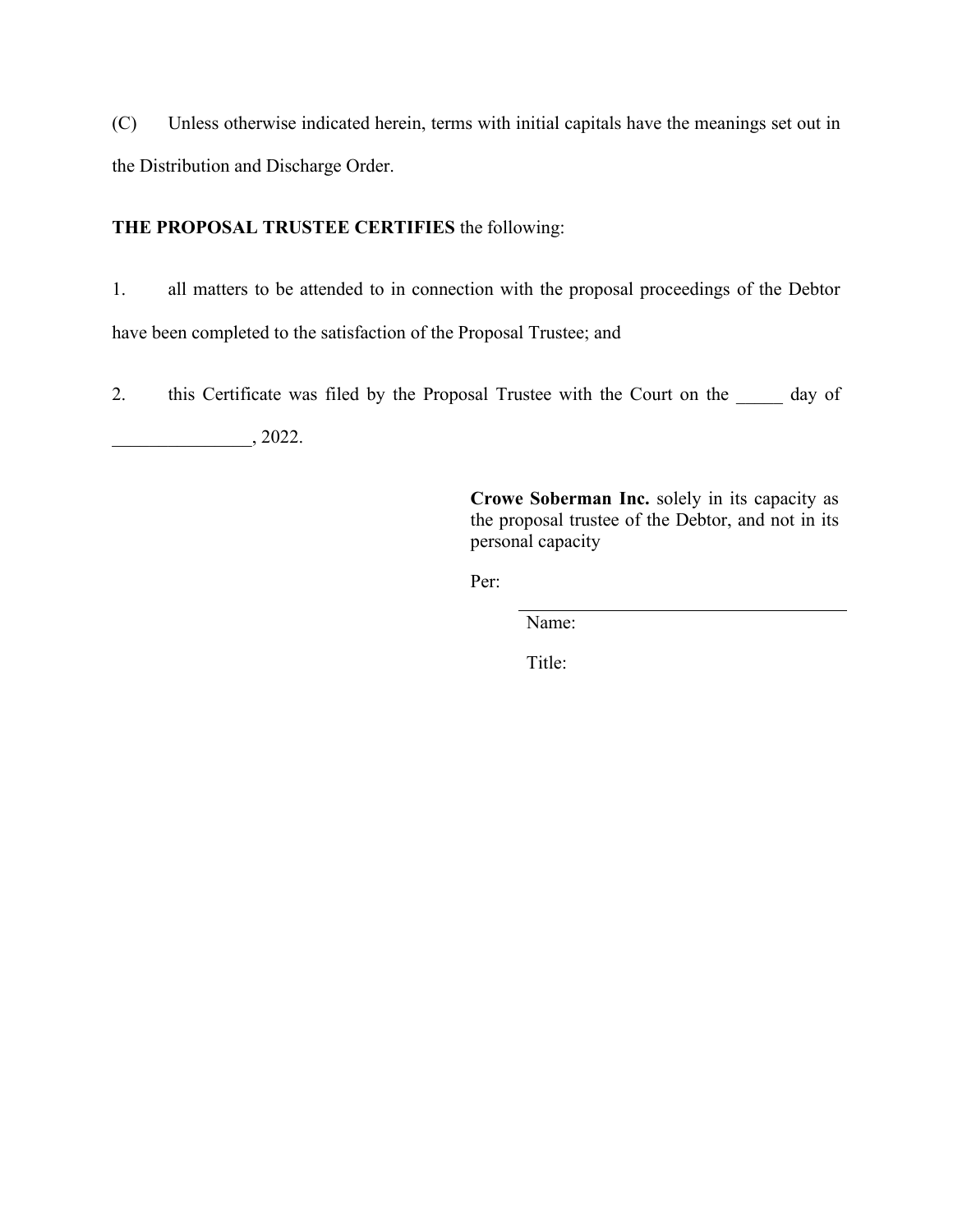(C) Unless otherwise indicated herein, terms with initial capitals have the meanings set out in the Distribution and Discharge Order.

**THE PROPOSAL TRUSTEE CERTIFIES** the following:

1. all matters to be attended to in connection with the proposal proceedings of the Debtor have been completed to the satisfaction of the Proposal Trustee; and

2. this Certificate was filed by the Proposal Trustee with the Court on the _____ day of _______________, 2022.

**Crowe Soberman Inc.** solely in its capacity as the proposal trustee of the Debtor, and not in its personal capacity

Per: ___________________________________

Name:

Title: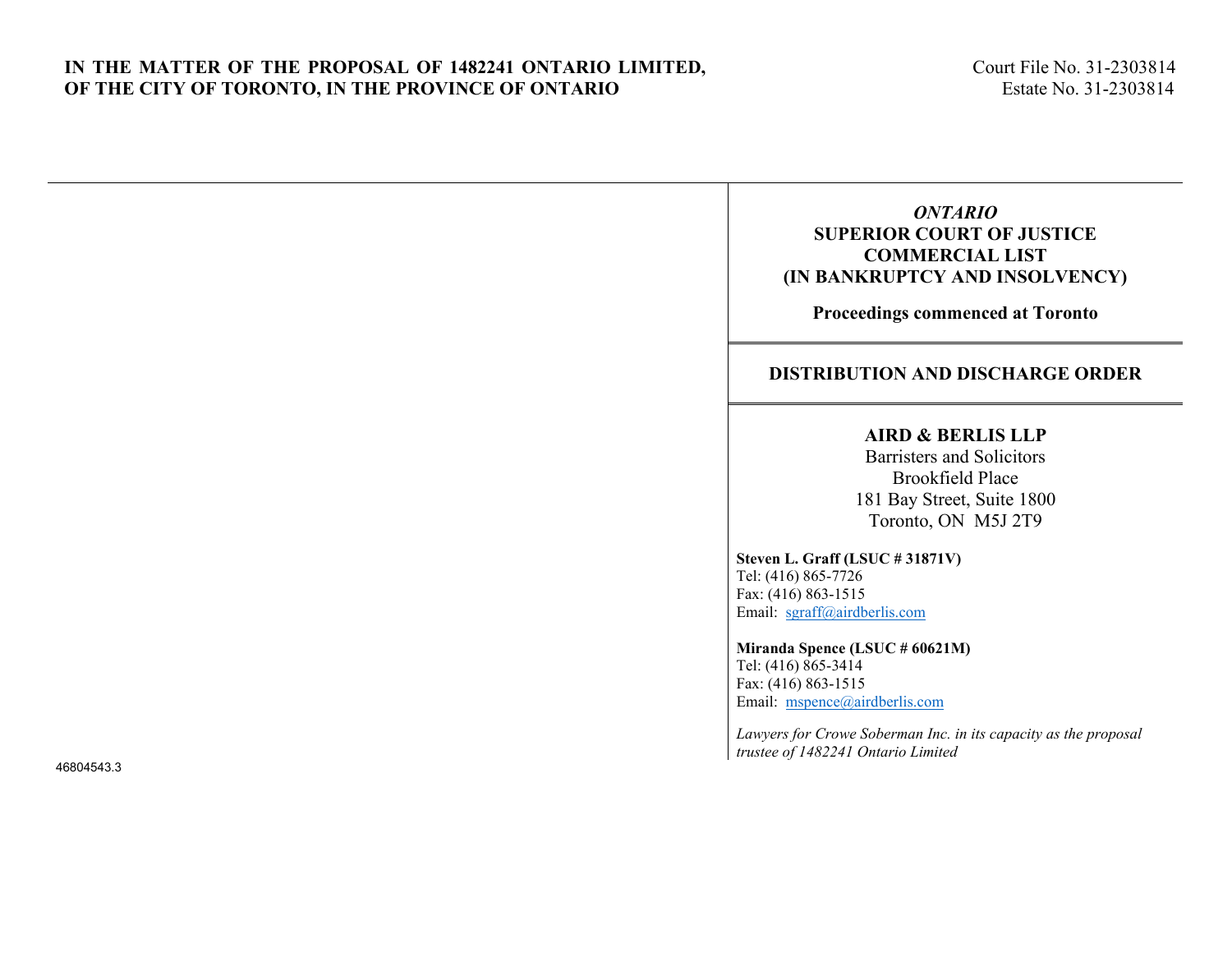**IN THE MATTER OF THE PROPOSAL OF 1482241 ONTARIO LIMITED, OF THE CITY OF TORONTO, IN THE PROVINCE OF ONTARIO**

Court File No. 31-2303814
Estate No. 31-2303814

*ONTARIO*
**SUPERIOR COURT OF JUSTICE**
**COMMERCIAL LIST**
**(IN BANKRUPTCY AND INSOLVENCY)**

**Proceedings commenced at Toronto**

**DISTRIBUTION AND DISCHARGE ORDER**

**AIRD & BERLIS LLP**
Barristers and Solicitors
Brookfield Place
181 Bay Street, Suite 1800
Toronto, ON M5J 2T9

**Steven L. Graff (LSUC # 31871V)**
Tel: (416) 865-7726
Fax: (416) 863-1515
Email: sgraff@airdberlis.com

**Miranda Spence (LSUC # 60621M)**
Tel: (416) 865-3414
Fax: (416) 863-1515
Email: mspence@airdberlis.com

*Lawyers for Crowe Soberman Inc. in its capacity as the proposal trustee of 1482241 Ontario Limited*

46804543.3